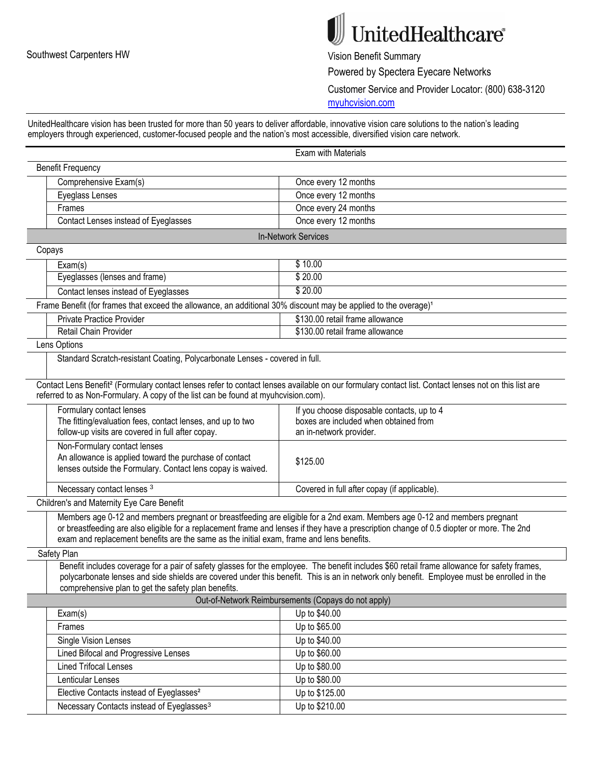Southwest Carpenters HW

**UnitedHealthcare**

Vision Benefit Summary

Powered by Spectera Eyecare Networks

Customer Service and Provider Locator: (800) 638-3120

myuhcvision.com

UnitedHealthcare vision has been trusted for more than 50 years to deliver affordable, innovative vision care solutions to the nation's leading employers through experienced, customer-focused people and the nation's most accessible, diversified vision care network.

| | Exam with Materials |
|---|---|
| **Benefit Frequency** | |
| Comprehensive Exam(s) | Once every 12 months |
| Eyeglass Lenses | Once every 12 months |
| Frames | Once every 24 months |
| Contact Lenses instead of Eyeglasses | Once every 12 months |
| **In-Network Services** | |
| **Copays** | |
| Exam(s) | $ 10.00 |
| Eyeglasses (lenses and frame) | $ 20.00 |
| Contact lenses instead of Eyeglasses | $ 20.00 |
| **Frame Benefit** (for frames that exceed the allowance, an additional 30% discount may be applied to the overage)[1] | |
| Private Practice Provider | $130.00 retail frame allowance |
| Retail Chain Provider | $130.00 retail frame allowance |
| **Lens Options** | |
| Standard Scratch-resistant Coating, Polycarbonate Lenses - covered in full. | |
| **Contact Lens Benefit**[2] (Formulary contact lenses refer to contact lenses available on our formulary contact list. Contact lenses not on this list are referred to as Non-Formulary. A copy of the list can be found at myuhcvision.com). | |
| Formulary contact lenses<br>The fitting/evaluation fees, contact lenses, and up to two follow-up visits are covered in full after copay. | If you choose disposable contacts, up to 4 boxes are included when obtained from an in-network provider. |
| Non-Formulary contact lenses<br>An allowance is applied toward the purchase of contact lenses outside the Formulary. Contact lens copay is waived. | $125.00 |
| Necessary contact lenses [3] | Covered in full after copay (if applicable). |
| **Children's and Maternity Eye Care Benefit** | |
| Members age 0-12 and members pregnant or breastfeeding are eligible for a 2nd exam. Members age 0-12 and members pregnant or breastfeeding are also eligible for a replacement frame and lenses if they have a prescription change of 0.5 diopter or more. The 2nd exam and replacement benefits are the same as the initial exam, frame and lens benefits. | |
| **Safety Plan** | |
| Benefit includes coverage for a pair of safety glasses for the employee. The benefit includes $60 retail frame allowance for safety frames, polycarbonate lenses and side shields are covered under this benefit. This is an in network only benefit. Employee must be enrolled in the comprehensive plan to get the safety plan benefits. | |
| **Out-of-Network Reimbursements (Copays do not apply)** | |
| Exam(s) | Up to $40.00 |
| Frames | Up to $65.00 |
| Single Vision Lenses | Up to $40.00 |
| Lined Bifocal and Progressive Lenses | Up to $60.00 |
| Lined Trifocal Lenses | Up to $80.00 |
| Lenticular Lenses | Up to $80.00 |
| Elective Contacts instead of Eyeglasses[2] | Up to $125.00 |
| Necessary Contacts instead of Eyeglasses[3] | Up to $210.00 |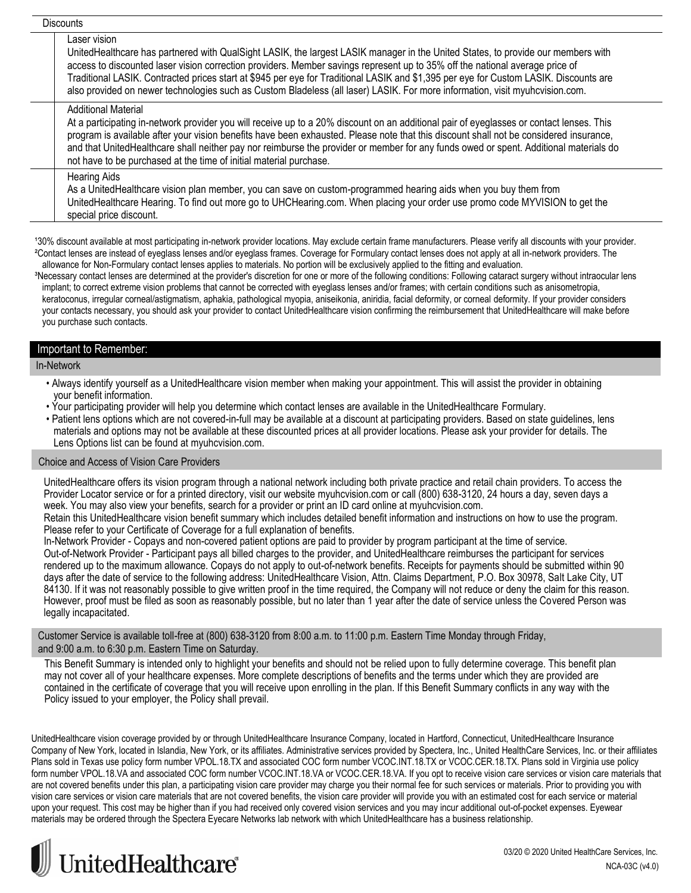| Discounts | |
|---|---|
| | Laser vision<br>UnitedHealthcare has partnered with QualSight LASIK, the largest LASIK manager in the United States, to provide our members with access to discounted laser vision correction providers. Member savings represent up to 35% off the national average price of Traditional LASIK. Contracted prices start at $945 per eye for Traditional LASIK and $1,395 per eye for Custom LASIK. Discounts are also provided on newer technologies such as Custom Bladeless (all laser) LASIK. For more information, visit myuhcvision.com. |
| | Additional Material<br>At a participating in-network provider you will receive up to a 20% discount on an additional pair of eyeglasses or contact lenses. This program is available after your vision benefits have been exhausted. Please note that this discount shall not be considered insurance, and that UnitedHealthcare shall neither pay nor reimburse the provider or member for any funds owed or spent. Additional materials do not have to be purchased at the time of initial material purchase. |
| | Hearing Aids<br>As a UnitedHealthcare vision plan member, you can save on custom-programmed hearing aids when you buy them from UnitedHealthcare Hearing. To find out more go to UHCHearing.com. When placing your order use promo code MYVISION to get the special price discount. |

[1]30% discount available at most participating in-network provider locations. May exclude certain frame manufacturers. Please verify all discounts with your provider.
[2]Contact lenses are instead of eyeglass lenses and/or eyeglass frames. Coverage for Formulary contact lenses does not apply at all in-network providers. The allowance for Non-Formulary contact lenses applies to materials. No portion will be exclusively applied to the fitting and evaluation.
[3]Necessary contact lenses are determined at the provider's discretion for one or more of the following conditions: Following cataract surgery without intraocular lens implant; to correct extreme vision problems that cannot be corrected with eyeglass lenses and/or frames; with certain conditions such as anisometropia, keratoconus, irregular corneal/astigmatism, aphakia, pathological myopia, aniseikonia, aniridia, facial deformity, or corneal deformity. If your provider considers your contacts necessary, you should ask your provider to contact UnitedHealthcare vision confirming the reimbursement that UnitedHealthcare will make before you purchase such contacts.

## Important to Remember:

### In-Network

- Always identify yourself as a UnitedHealthcare vision member when making your appointment. This will assist the provider in obtaining your benefit information.
- Your participating provider will help you determine which contact lenses are available in the UnitedHealthcare Formulary.
- Patient lens options which are not covered-in-full may be available at a discount at participating providers. Based on state guidelines, lens materials and options may not be available at these discounted prices at all provider locations. Please ask your provider for details. The Lens Options list can be found at myuhcvision.com.

### Choice and Access of Vision Care Providers

UnitedHealthcare offers its vision program through a national network including both private practice and retail chain providers. To access the Provider Locator service or for a printed directory, visit our website myuhcvision.com or call (800) 638-3120, 24 hours a day, seven days a week. You may also view your benefits, search for a provider or print an ID card online at myuhcvision.com.
Retain this UnitedHealthcare vision benefit summary which includes detailed benefit information and instructions on how to use the program. Please refer to your Certificate of Coverage for a full explanation of benefits.
In-Network Provider - Copays and non-covered patient options are paid to provider by program participant at the time of service.
Out-of-Network Provider - Participant pays all billed charges to the provider, and UnitedHealthcare reimburses the participant for services rendered up to the maximum allowance. Copays do not apply to out-of-network benefits. Receipts for payments should be submitted within 90 days after the date of service to the following address: UnitedHealthcare Vision, Attn. Claims Department, P.O. Box 30978, Salt Lake City, UT 84130. If it was not reasonably possible to give written proof in the time required, the Company will not reduce or deny the claim for this reason. However, proof must be filed as soon as reasonably possible, but no later than 1 year after the date of service unless the Covered Person was legally incapacitated.

### Customer Service is available toll-free at (800) 638-3120 from 8:00 a.m. to 11:00 p.m. Eastern Time Monday through Friday, and 9:00 a.m. to 6:30 p.m. Eastern Time on Saturday.

This Benefit Summary is intended only to highlight your benefits and should not be relied upon to fully determine coverage. This benefit plan may not cover all of your healthcare expenses. More complete descriptions of benefits and the terms under which they are provided are contained in the certificate of coverage that you will receive upon enrolling in the plan. If this Benefit Summary conflicts in any way with the Policy issued to your employer, the Policy shall prevail.

UnitedHealthcare vision coverage provided by or through UnitedHealthcare Insurance Company, located in Hartford, Connecticut, UnitedHealthcare Insurance Company of New York, located in Islandia, New York, or its affiliates. Administrative services provided by Spectera, Inc., United HealthCare Services, Inc. or their affiliates Plans sold in Texas use policy form number VPOL.18.TX and associated COC form number VCOC.INT.18.TX or VCOC.CER.18.TX. Plans sold in Virginia use policy form number VPOL.18.VA and associated COC form number VCOC.INT.18.VA or VCOC.CER.18.VA. If you opt to receive vision care services or vision care materials that are not covered benefits under this plan, a participating vision care provider may charge you their normal fee for such services or materials. Prior to providing you with vision care services or vision care materials that are not covered benefits, the vision care provider will provide you with an estimated cost for each service or material upon your request. This cost may be higher than if you had received only covered vision services and you may incur additional out-of-pocket expenses. Eyewear materials may be ordered through the Spectera Eyecare Networks lab network with which UnitedHealthcare has a business relationship.

UnitedHealthcare®

03/20 © 2020 United HealthCare Services, Inc.
NCA-03C (v4.0)